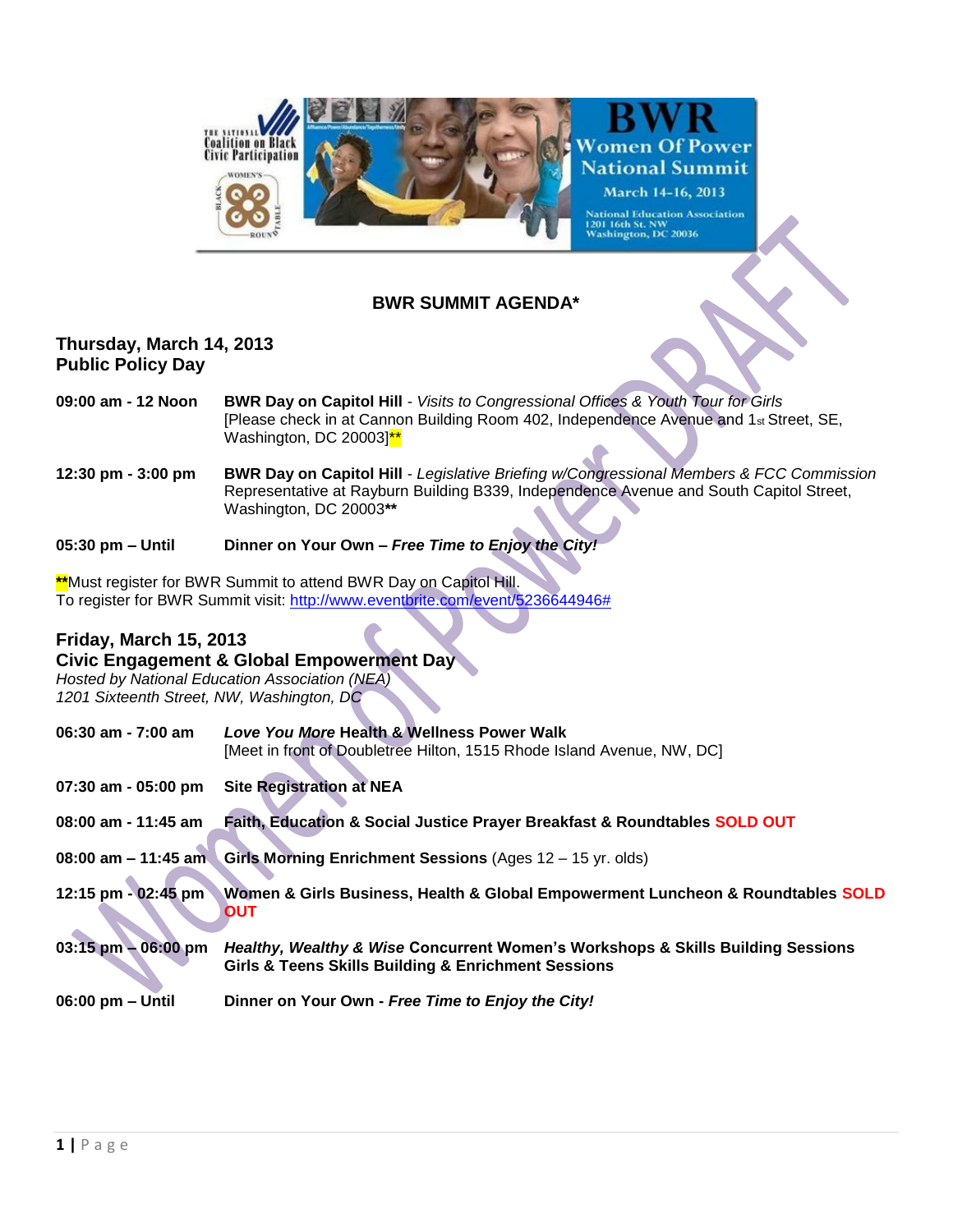# BWR SUMMIT AGENDA*

## Thursday, March 14, 2013
## Public Policy Day

**09:00 am - 12 Noon** — **BWR Day on Capitol Hill** - *Visits to Congressional Offices & Youth Tour for Girls* [Please check in at Cannon Building Room 402, Independence Avenue and 1st Street, SE, Washington, DC 20003]**

**12:30 pm - 3:00 pm** — **BWR Day on Capitol Hill** - *Legislative Briefing w/Congressional Members & FCC Commission* Representative at Rayburn Building B339, Independence Avenue and South Capitol Street, Washington, DC 20003**

**05:30 pm – Until** — **Dinner on Your Own – *Free Time to Enjoy the City!***

**Must register for BWR Summit to attend BWR Day on Capitol Hill.
To register for BWR Summit visit: http://www.eventbrite.com/event/5236644946#

## Friday, March 15, 2013
## Civic Engagement & Global Empowerment Day

*Hosted by National Education Association (NEA)*
*1201 Sixteenth Street, NW, Washington, DC*

**06:30 am - 7:00 am** — ***Love You More* Health & Wellness Power Walk** [Meet in front of Doubletree Hilton, 1515 Rhode Island Avenue, NW, DC]

**07:30 am - 05:00 pm** — **Site Registration at NEA**

**08:00 am - 11:45 am** — **Faith, Education & Social Justice Prayer Breakfast & Roundtables** SOLD OUT

**08:00 am – 11:45 am** — **Girls Morning Enrichment Sessions** (Ages 12 – 15 yr. olds)

**12:15 pm - 02:45 pm** — **Women & Girls Business, Health & Global Empowerment Luncheon & Roundtables** SOLD OUT

**03:15 pm – 06:00 pm** — ***Healthy, Wealthy & Wise* Concurrent Women's Workshops & Skills Building Sessions**
**Girls & Teens Skills Building & Enrichment Sessions**

**06:00 pm – Until** — **Dinner on Your Own - *Free Time to Enjoy the City!***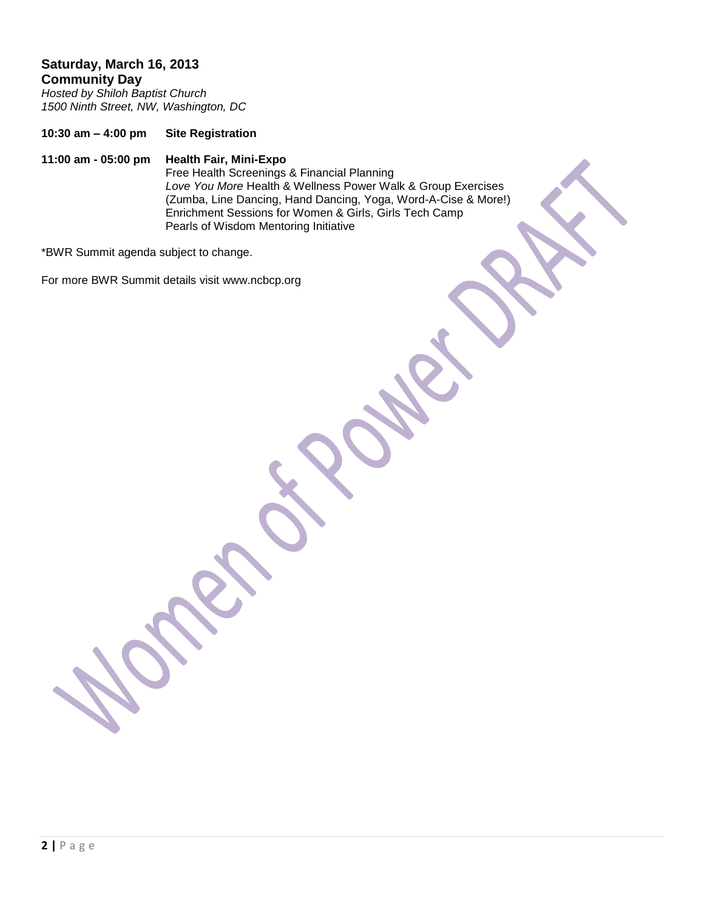**Saturday, March 16, 2013**
**Community Day**
*Hosted by Shiloh Baptist Church*
*1500 Ninth Street, NW, Washington, DC*

**10:30 am – 4:00 pm** **Site Registration**

**11:00 am - 05:00 pm** **Health Fair, Mini-Expo**
Free Health Screenings & Financial Planning
*Love You More* Health & Wellness Power Walk & Group Exercises
(Zumba, Line Dancing, Hand Dancing, Yoga, Word-A-Cise & More!)
Enrichment Sessions for Women & Girls, Girls Tech Camp
Pearls of Wisdom Mentoring Initiative

*BWR Summit agenda subject to change.

For more BWR Summit details visit www.ncbcp.org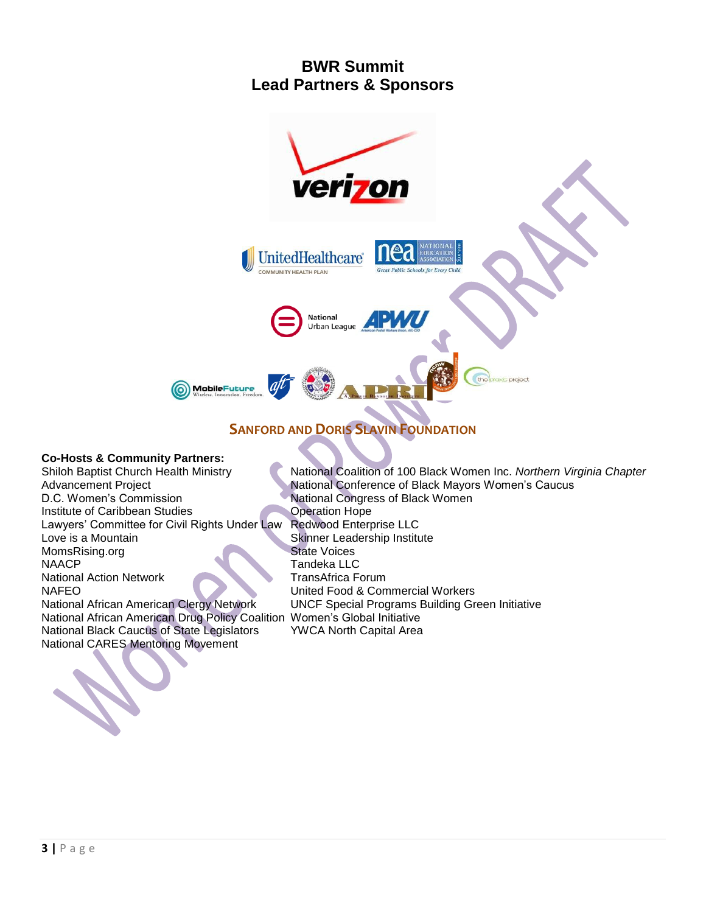# BWR Summit
# Lead Partners & Sponsors

SANFORD AND DORIS SLAVIN FOUNDATION

**Co-Hosts & Community Partners:**

Shiloh Baptist Church Health Ministry Advancement Project
D.C. Women's Commission
Institute of Caribbean Studies
Lawyers' Committee for Civil Rights Under Law
Love is a Mountain
MomsRising.org
NAACP
National Action Network
NAFEO
National African American Clergy Network
National African American Drug Policy Coalition
National Black Caucus of State Legislators
National CARES Mentoring Movement
National Coalition of 100 Black Women Inc. *Northern Virginia Chapter*
National Conference of Black Mayors Women's Caucus
National Congress of Black Women
Operation Hope
Redwood Enterprise LLC
Skinner Leadership Institute
State Voices
Tandeka LLC
TransAfrica Forum
United Food & Commercial Workers
UNCF Special Programs Building Green Initiative
Women's Global Initiative
YWCA North Capital Area